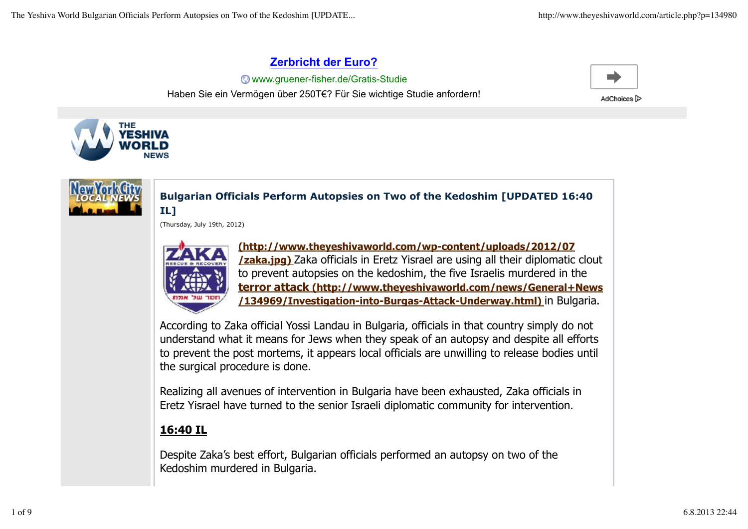Zerbricht der Euro?

www.gruener-fisher.de/Gratis-Studie

Haben Sie ein Vermögen über 250T€? Für Sie wichtige Studie anfordern!

AdChoices

THE YESHIVA WORLD NEWS

New York City LOCAL NEWS

# Bulgarian Officials Perform Autopsies on Two of the Kedoshim [UPDATED 16:40 IL]

(Thursday, July 19th, 2012)

(http://www.theyeshivaworld.com/wp-content/uploads/2012/07/zaka.jpg) Zaka officials in Eretz Yisrael are using all their diplomatic clout to prevent autopsies on the kedoshim, the five Israelis murdered in the terror attack (http://www.theyeshivaworld.com/news/General+News/134969/Investigation-into-Burgas-Attack-Underway.html) in Bulgaria.

According to Zaka official Yossi Landau in Bulgaria, officials in that country simply do not understand what it means for Jews when they speak of an autopsy and despite all efforts to prevent the post mortems, it appears local officials are unwilling to release bodies until the surgical procedure is done.

Realizing all avenues of intervention in Bulgaria have been exhausted, Zaka officials in Eretz Yisrael have turned to the senior Israeli diplomatic community for intervention.

**16:40 IL**

Despite Zaka's best effort, Bulgarian officials performed an autopsy on two of the Kedoshim murdered in Bulgaria.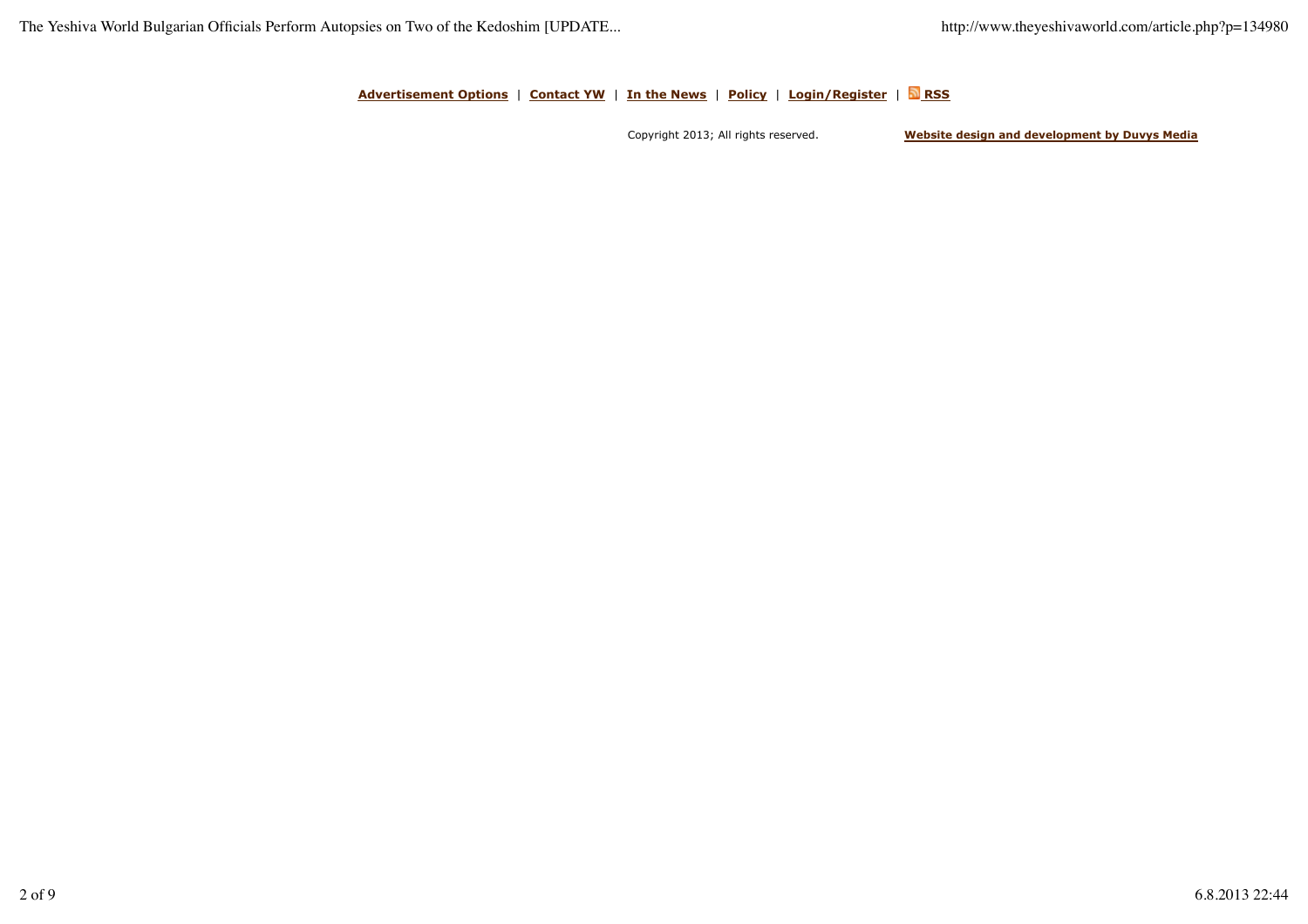**Advertisement Options** | **Contact YW** | **In the News** | **Policy** | **Login/Register** | **RSS**

Copyright 2013; All rights reserved. **Website design and development by Duvys Media**